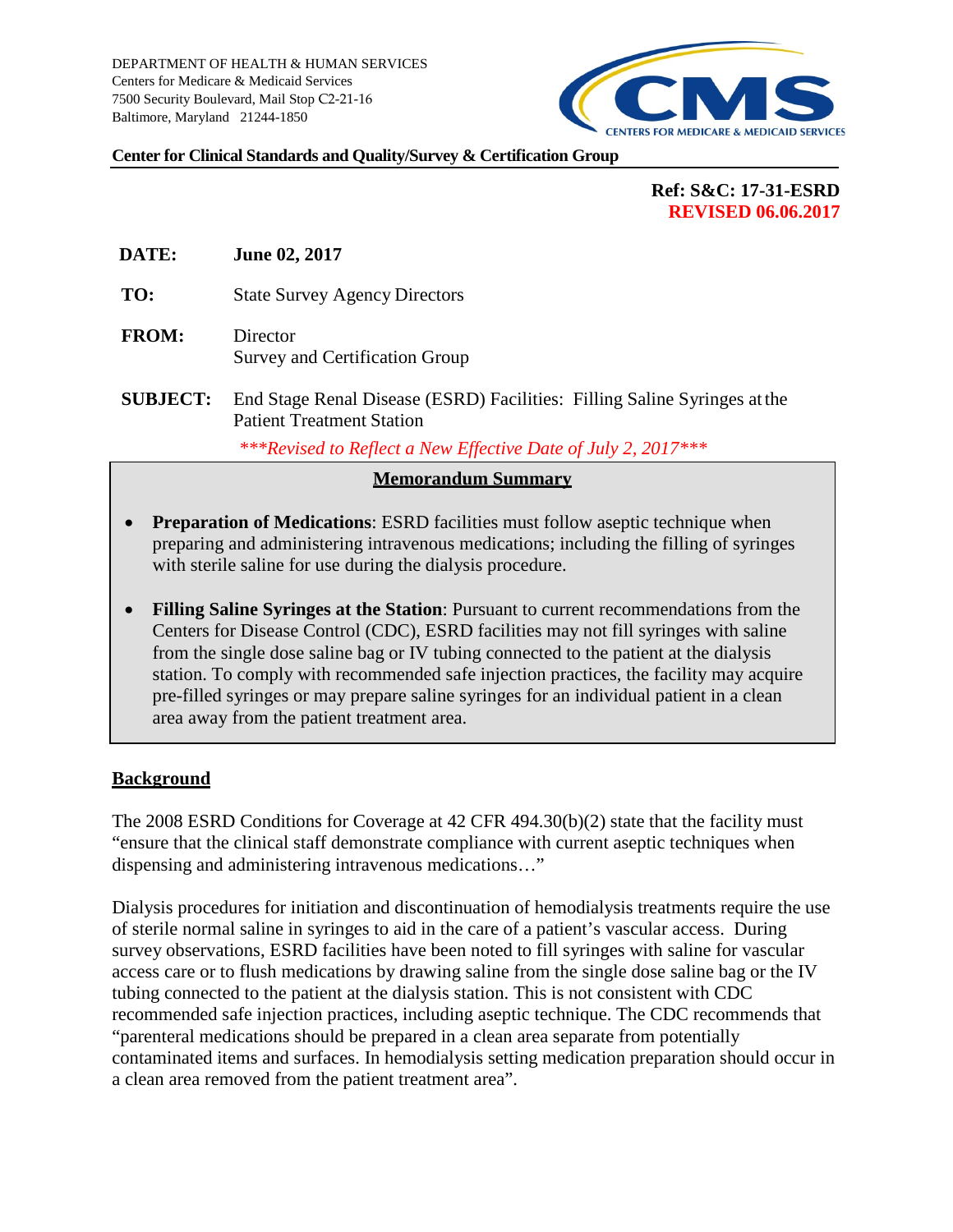DEPARTMENT OF HEALTH & HUMAN SERVICES
Centers for Medicare & Medicaid Services
7500 Security Boulevard, Mail Stop C2-21-16
Baltimore, Maryland 21244-1850

CMS
CENTERS FOR MEDICARE & MEDICAID SERVICES

**Center for Clinical Standards and Quality/Survey & Certification Group**

**Ref: S&C: 17-31-ESRD**
**REVISED 06.06.2017**

**DATE:** **June 02, 2017**

**TO:** State Survey Agency Directors

**FROM:** Director
Survey and Certification Group

**SUBJECT:** End Stage Renal Disease (ESRD) Facilities: Filling Saline Syringes at the Patient Treatment Station

*\*\*\*Revised to Reflect a New Effective Date of July 2, 2017\*\*\**

## Memorandum Summary

- **Preparation of Medications**: ESRD facilities must follow aseptic technique when preparing and administering intravenous medications; including the filling of syringes with sterile saline for use during the dialysis procedure.
- **Filling Saline Syringes at the Station**: Pursuant to current recommendations from the Centers for Disease Control (CDC), ESRD facilities may not fill syringes with saline from the single dose saline bag or IV tubing connected to the patient at the dialysis station. To comply with recommended safe injection practices, the facility may acquire pre-filled syringes or may prepare saline syringes for an individual patient in a clean area away from the patient treatment area.

## Background

The 2008 ESRD Conditions for Coverage at 42 CFR 494.30(b)(2) state that the facility must "ensure that the clinical staff demonstrate compliance with current aseptic techniques when dispensing and administering intravenous medications…"

Dialysis procedures for initiation and discontinuation of hemodialysis treatments require the use of sterile normal saline in syringes to aid in the care of a patient's vascular access. During survey observations, ESRD facilities have been noted to fill syringes with saline for vascular access care or to flush medications by drawing saline from the single dose saline bag or the IV tubing connected to the patient at the dialysis station. This is not consistent with CDC recommended safe injection practices, including aseptic technique. The CDC recommends that "parenteral medications should be prepared in a clean area separate from potentially contaminated items and surfaces. In hemodialysis setting medication preparation should occur in a clean area removed from the patient treatment area".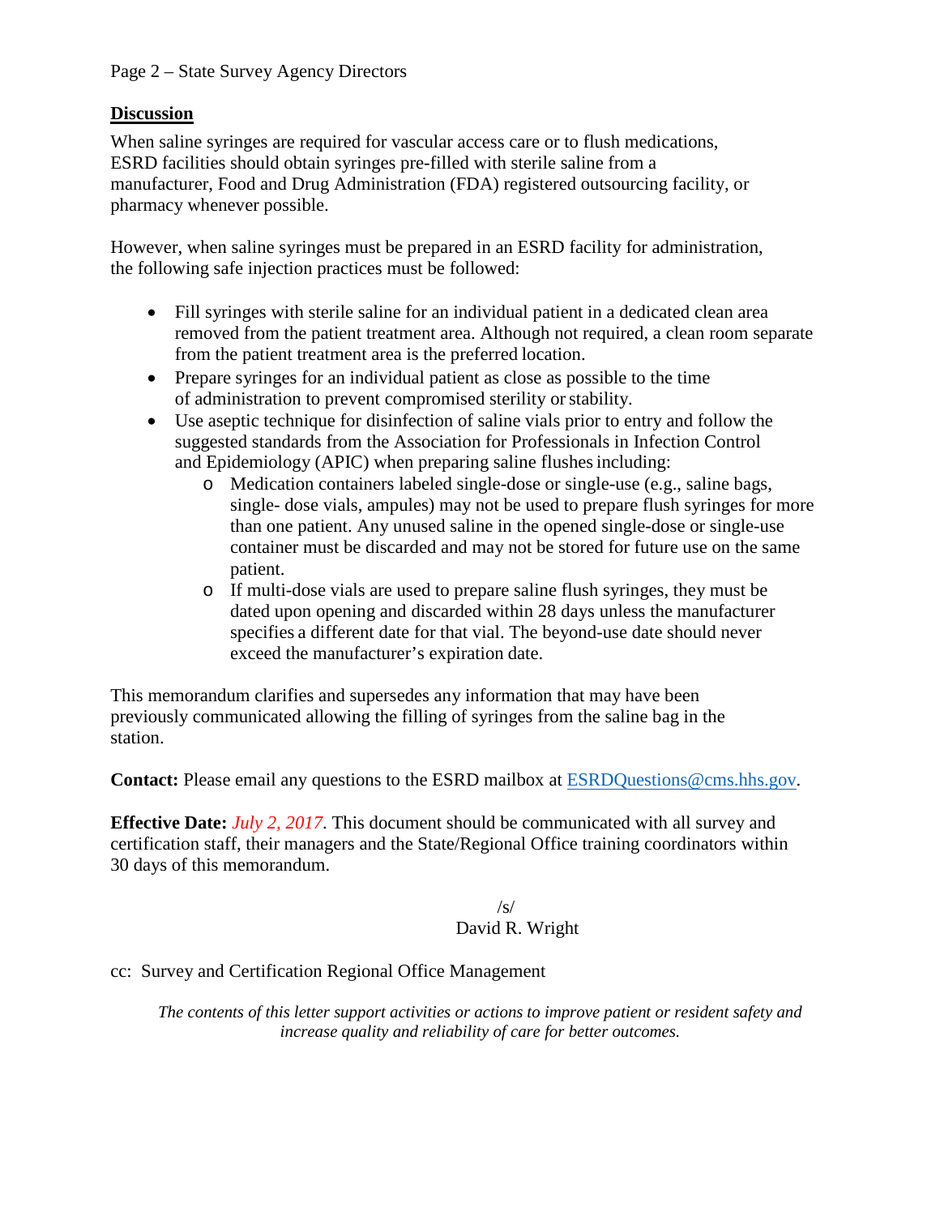## Discussion

When saline syringes are required for vascular access care or to flush medications, ESRD facilities should obtain syringes pre-filled with sterile saline from a manufacturer, Food and Drug Administration (FDA) registered outsourcing facility, or pharmacy whenever possible.

However, when saline syringes must be prepared in an ESRD facility for administration, the following safe injection practices must be followed:

- Fill syringes with sterile saline for an individual patient in a dedicated clean area removed from the patient treatment area. Although not required, a clean room separate from the patient treatment area is the preferred location.
- Prepare syringes for an individual patient as close as possible to the time of administration to prevent compromised sterility or stability.
- Use aseptic technique for disinfection of saline vials prior to entry and follow the suggested standards from the Association for Professionals in Infection Control and Epidemiology (APIC) when preparing saline flushes including:
  - Medication containers labeled single-dose or single-use (e.g., saline bags, single- dose vials, ampules) may not be used to prepare flush syringes for more than one patient. Any unused saline in the opened single-dose or single-use container must be discarded and may not be stored for future use on the same patient.
  - If multi-dose vials are used to prepare saline flush syringes, they must be dated upon opening and discarded within 28 days unless the manufacturer specifies a different date for that vial. The beyond-use date should never exceed the manufacturer's expiration date.

This memorandum clarifies and supersedes any information that may have been previously communicated allowing the filling of syringes from the saline bag in the station.

**Contact:** Please email any questions to the ESRD mailbox at ESRDQuestions@cms.hhs.gov.

**Effective Date:** *July 2, 2017*. This document should be communicated with all survey and certification staff, their managers and the State/Regional Office training coordinators within 30 days of this memorandum.

/s/
David R. Wright

cc: Survey and Certification Regional Office Management

*The contents of this letter support activities or actions to improve patient or resident safety and increase quality and reliability of care for better outcomes.*